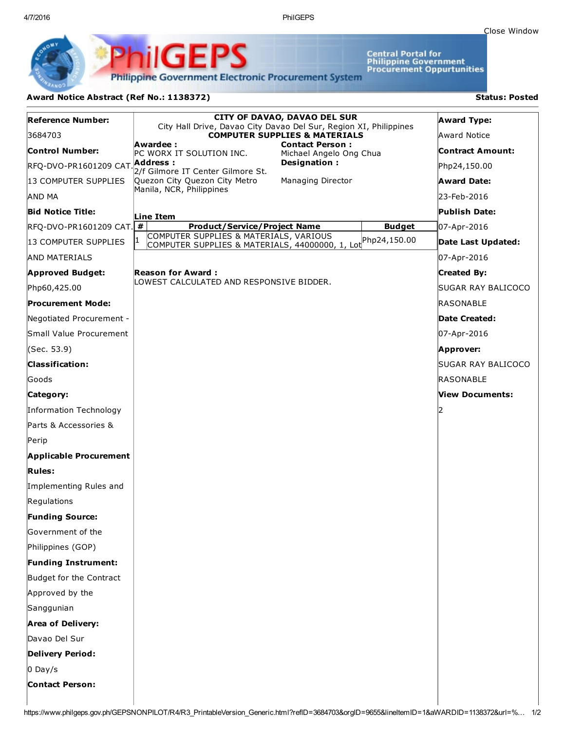Close Window

# PhilGEPS

**Philippine Government Electronic Procurement System**

**Central Portal for Philippine Government Procurement Oppurtunities**

**Award Notice Abstract (Ref No.: 1138372)** | **Status: Posted**

**Reference Number:**
3684703

**Control Number:**
RFQ-DVO-PR1601209 CAT. 13 COMPUTER SUPPLIES AND MA

**Bid Notice Title:**
RFQ-DVO-PR1601209 CAT. 13 COMPUTER SUPPLIES AND MATERIALS

**Approved Budget:**
Php60,425.00

**Procurement Mode:**
Negotiated Procurement - Small Value Procurement (Sec. 53.9)

**Classification:**
Goods

**Category:**
Information Technology Parts & Accessories & Perip

**Applicable Procurement Rules:**
Implementing Rules and Regulations

**Funding Source:**
Government of the Philippines (GOP)

**Funding Instrument:**
Budget for the Contract Approved by the Sanggunian

**Area of Delivery:**
Davao Del Sur

**Delivery Period:**
0 Day/s

**Contact Person:**

---

**CITY OF DAVAO, DAVAO DEL SUR**
City Hall Drive, Davao City Davao Del Sur, Region XI, Philippines
**COMPUTER SUPPLIES & MATERIALS**

**Awardee :**
PC WORX IT SOLUTION INC.

**Address :**
2/f Gilmore IT Center Gilmore St. Quezon City Quezon City Metro Manila, NCR, Philippines

**Contact Person :**
Michael Angelo Ong Chua

**Designation :**
Managing Director

**Line Item**

| # | Product/Service/Project Name | Budget |
|---|---|---|
| 1 | COMPUTER SUPPLIES & MATERIALS, VARIOUS COMPUTER SUPPLIES & MATERIALS, 44000000, 1, Lot | Php24,150.00 |

**Reason for Award :**
LOWEST CALCULATED AND RESPONSIVE BIDDER.

---

**Award Type:**
Award Notice

**Contract Amount:**
Php24,150.00

**Award Date:**
23-Feb-2016

**Publish Date:**
07-Apr-2016

**Date Last Updated:**
07-Apr-2016

**Created By:**
SUGAR RAY BALICOCO RASONABLE

**Date Created:**
07-Apr-2016

**Approver:**
SUGAR RAY BALICOCO RASONABLE

**View Documents:**
2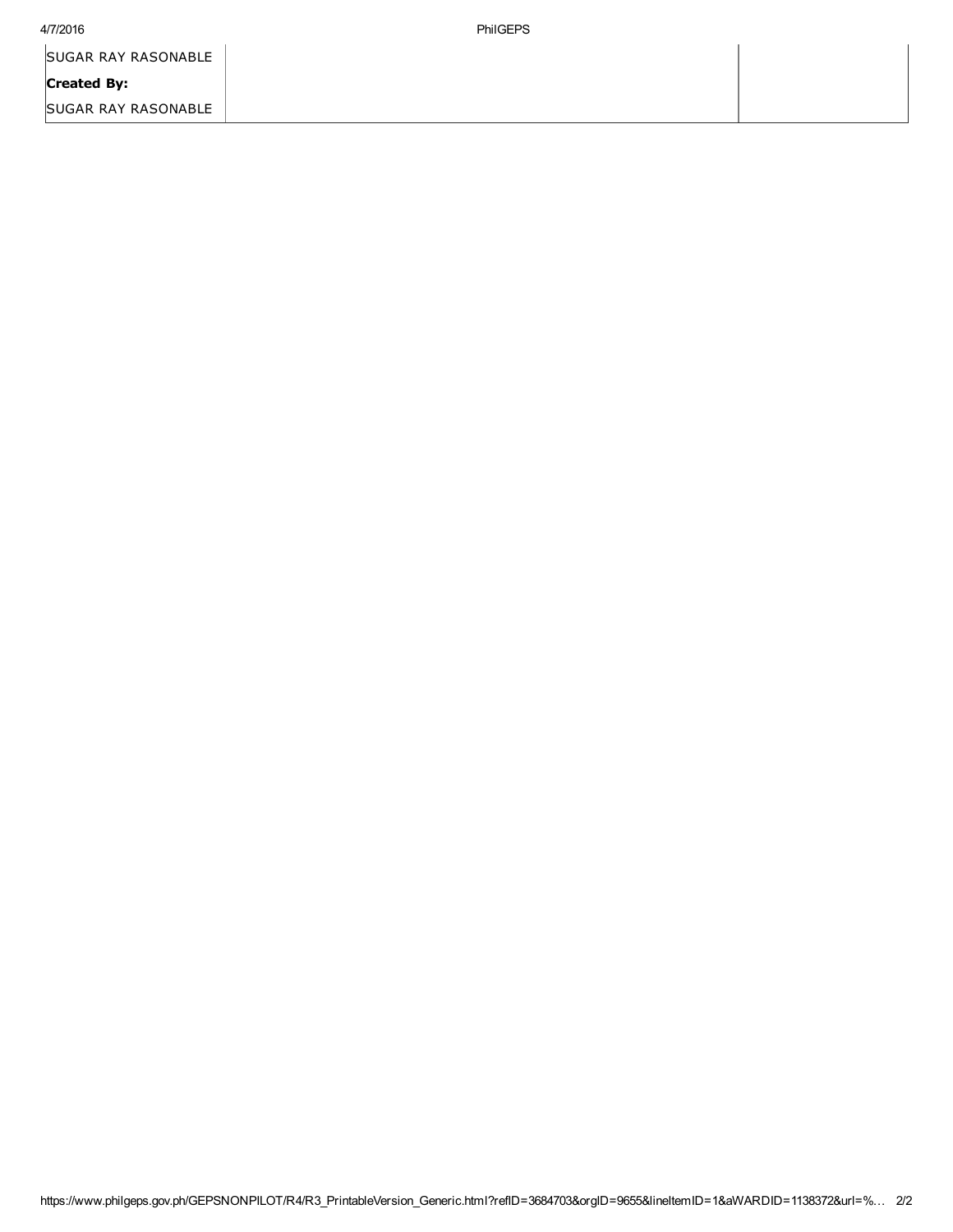| | | |
|---|---|---|
| SUGAR RAY RASONABLE | | |
| **Created By:** | | |
| SUGAR RAY RASONABLE | | |